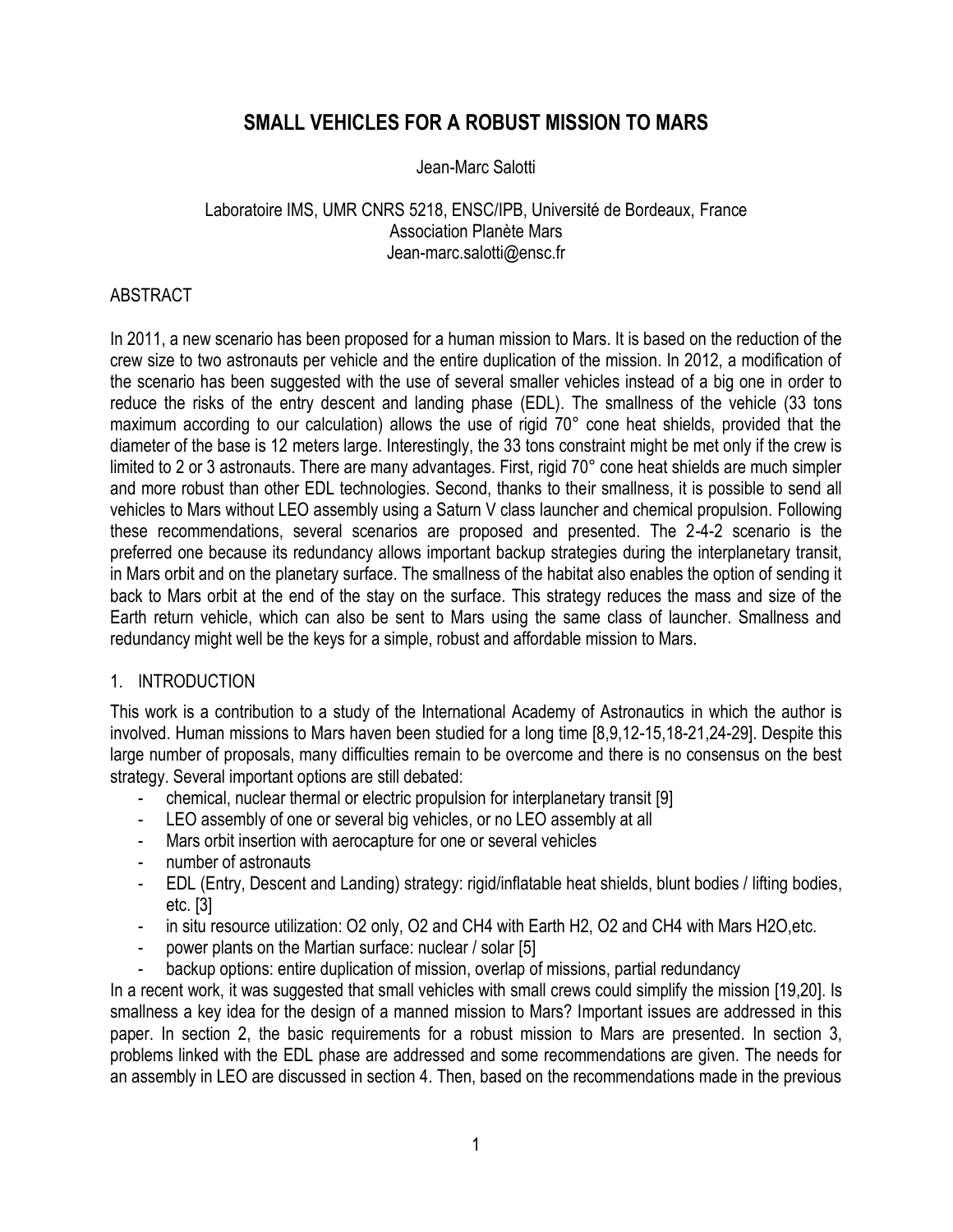# SMALL VEHICLES FOR A ROBUST MISSION TO MARS

Jean-Marc Salotti

Laboratoire IMS, UMR CNRS 5218, ENSC/IPB, Université de Bordeaux, France
Association Planète Mars
Jean-marc.salotti@ensc.fr

## ABSTRACT

In 2011, a new scenario has been proposed for a human mission to Mars. It is based on the reduction of the crew size to two astronauts per vehicle and the entire duplication of the mission. In 2012, a modification of the scenario has been suggested with the use of several smaller vehicles instead of a big one in order to reduce the risks of the entry descent and landing phase (EDL). The smallness of the vehicle (33 tons maximum according to our calculation) allows the use of rigid 70° cone heat shields, provided that the diameter of the base is 12 meters large. Interestingly, the 33 tons constraint might be met only if the crew is limited to 2 or 3 astronauts. There are many advantages. First, rigid 70° cone heat shields are much simpler and more robust than other EDL technologies. Second, thanks to their smallness, it is possible to send all vehicles to Mars without LEO assembly using a Saturn V class launcher and chemical propulsion. Following these recommendations, several scenarios are proposed and presented. The 2-4-2 scenario is the preferred one because its redundancy allows important backup strategies during the interplanetary transit, in Mars orbit and on the planetary surface. The smallness of the habitat also enables the option of sending it back to Mars orbit at the end of the stay on the surface. This strategy reduces the mass and size of the Earth return vehicle, which can also be sent to Mars using the same class of launcher. Smallness and redundancy might well be the keys for a simple, robust and affordable mission to Mars.

## 1. INTRODUCTION

This work is a contribution to a study of the International Academy of Astronautics in which the author is involved. Human missions to Mars haven been studied for a long time [8,9,12-15,18-21,24-29]. Despite this large number of proposals, many difficulties remain to be overcome and there is no consensus on the best strategy. Several important options are still debated:

- chemical, nuclear thermal or electric propulsion for interplanetary transit [9]
- LEO assembly of one or several big vehicles, or no LEO assembly at all
- Mars orbit insertion with aerocapture for one or several vehicles
- number of astronauts
- EDL (Entry, Descent and Landing) strategy: rigid/inflatable heat shields, blunt bodies / lifting bodies, etc. [3]
- in situ resource utilization: $O_2$ only, $O_2$ and $CH_4$ with Earth $H_2$, $O_2$ and $CH_4$ with Mars $H_2O$,etc.
- power plants on the Martian surface: nuclear / solar [5]
- backup options: entire duplication of mission, overlap of missions, partial redundancy

In a recent work, it was suggested that small vehicles with small crews could simplify the mission [19,20]. Is smallness a key idea for the design of a manned mission to Mars? Important issues are addressed in this paper. In section 2, the basic requirements for a robust mission to Mars are presented. In section 3, problems linked with the EDL phase are addressed and some recommendations are given. The needs for an assembly in LEO are discussed in section 4. Then, based on the recommendations made in the previous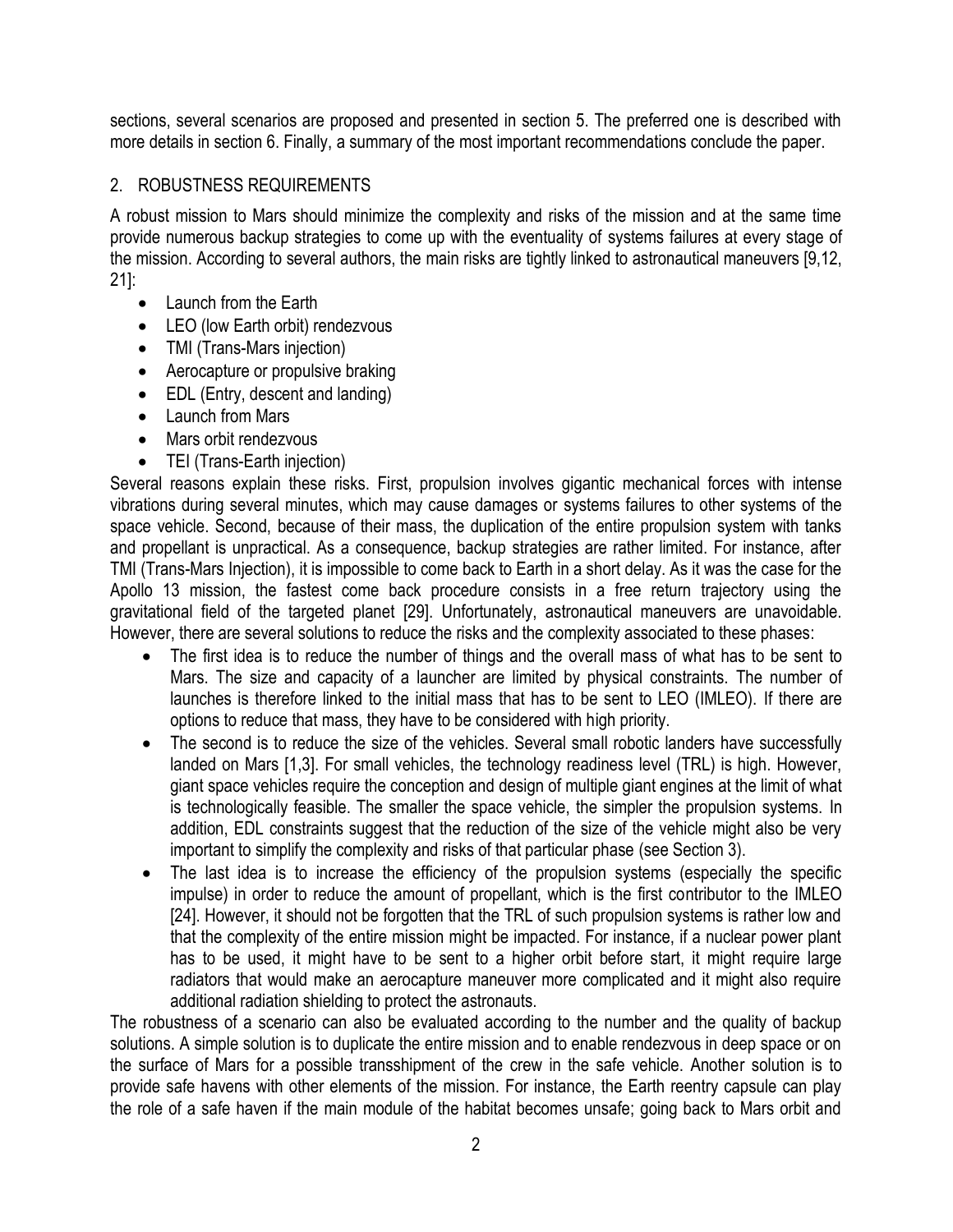sections, several scenarios are proposed and presented in section 5. The preferred one is described with more details in section 6. Finally, a summary of the most important recommendations conclude the paper.

## 2. ROBUSTNESS REQUIREMENTS

A robust mission to Mars should minimize the complexity and risks of the mission and at the same time provide numerous backup strategies to come up with the eventuality of systems failures at every stage of the mission. According to several authors, the main risks are tightly linked to astronautical maneuvers [9,12, 21]:

- Launch from the Earth
- LEO (low Earth orbit) rendezvous
- TMI (Trans-Mars injection)
- Aerocapture or propulsive braking
- EDL (Entry, descent and landing)
- Launch from Mars
- Mars orbit rendezvous
- TEI (Trans-Earth injection)

Several reasons explain these risks. First, propulsion involves gigantic mechanical forces with intense vibrations during several minutes, which may cause damages or systems failures to other systems of the space vehicle. Second, because of their mass, the duplication of the entire propulsion system with tanks and propellant is unpractical. As a consequence, backup strategies are rather limited. For instance, after TMI (Trans-Mars Injection), it is impossible to come back to Earth in a short delay. As it was the case for the Apollo 13 mission, the fastest come back procedure consists in a free return trajectory using the gravitational field of the targeted planet [29]. Unfortunately, astronautical maneuvers are unavoidable. However, there are several solutions to reduce the risks and the complexity associated to these phases:

- The first idea is to reduce the number of things and the overall mass of what has to be sent to Mars. The size and capacity of a launcher are limited by physical constraints. The number of launches is therefore linked to the initial mass that has to be sent to LEO (IMLEO). If there are options to reduce that mass, they have to be considered with high priority.
- The second is to reduce the size of the vehicles. Several small robotic landers have successfully landed on Mars [1,3]. For small vehicles, the technology readiness level (TRL) is high. However, giant space vehicles require the conception and design of multiple giant engines at the limit of what is technologically feasible. The smaller the space vehicle, the simpler the propulsion systems. In addition, EDL constraints suggest that the reduction of the size of the vehicle might also be very important to simplify the complexity and risks of that particular phase (see Section 3).
- The last idea is to increase the efficiency of the propulsion systems (especially the specific impulse) in order to reduce the amount of propellant, which is the first contributor to the IMLEO [24]. However, it should not be forgotten that the TRL of such propulsion systems is rather low and that the complexity of the entire mission might be impacted. For instance, if a nuclear power plant has to be used, it might have to be sent to a higher orbit before start, it might require large radiators that would make an aerocapture maneuver more complicated and it might also require additional radiation shielding to protect the astronauts.

The robustness of a scenario can also be evaluated according to the number and the quality of backup solutions. A simple solution is to duplicate the entire mission and to enable rendezvous in deep space or on the surface of Mars for a possible transshipment of the crew in the safe vehicle. Another solution is to provide safe havens with other elements of the mission. For instance, the Earth reentry capsule can play the role of a safe haven if the main module of the habitat becomes unsafe; going back to Mars orbit and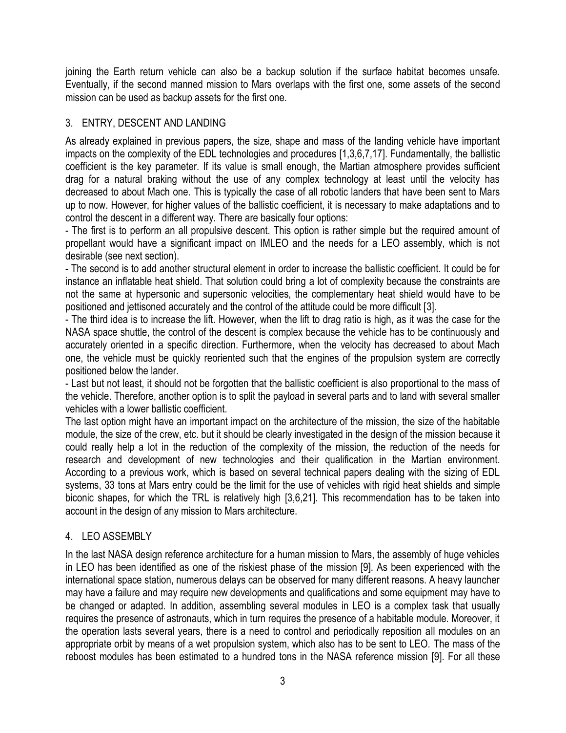joining the Earth return vehicle can also be a backup solution if the surface habitat becomes unsafe. Eventually, if the second manned mission to Mars overlaps with the first one, some assets of the second mission can be used as backup assets for the first one.

## 3. ENTRY, DESCENT AND LANDING

As already explained in previous papers, the size, shape and mass of the landing vehicle have important impacts on the complexity of the EDL technologies and procedures [1,3,6,7,17]. Fundamentally, the ballistic coefficient is the key parameter. If its value is small enough, the Martian atmosphere provides sufficient drag for a natural braking without the use of any complex technology at least until the velocity has decreased to about Mach one. This is typically the case of all robotic landers that have been sent to Mars up to now. However, for higher values of the ballistic coefficient, it is necessary to make adaptations and to control the descent in a different way. There are basically four options:

- The first is to perform an all propulsive descent. This option is rather simple but the required amount of propellant would have a significant impact on IMLEO and the needs for a LEO assembly, which is not desirable (see next section).
- The second is to add another structural element in order to increase the ballistic coefficient. It could be for instance an inflatable heat shield. That solution could bring a lot of complexity because the constraints are not the same at hypersonic and supersonic velocities, the complementary heat shield would have to be positioned and jettisoned accurately and the control of the attitude could be more difficult [3].
- The third idea is to increase the lift. However, when the lift to drag ratio is high, as it was the case for the NASA space shuttle, the control of the descent is complex because the vehicle has to be continuously and accurately oriented in a specific direction. Furthermore, when the velocity has decreased to about Mach one, the vehicle must be quickly reoriented such that the engines of the propulsion system are correctly positioned below the lander.
- Last but not least, it should not be forgotten that the ballistic coefficient is also proportional to the mass of the vehicle. Therefore, another option is to split the payload in several parts and to land with several smaller vehicles with a lower ballistic coefficient.

The last option might have an important impact on the architecture of the mission, the size of the habitable module, the size of the crew, etc. but it should be clearly investigated in the design of the mission because it could really help a lot in the reduction of the complexity of the mission, the reduction of the needs for research and development of new technologies and their qualification in the Martian environment. According to a previous work, which is based on several technical papers dealing with the sizing of EDL systems, 33 tons at Mars entry could be the limit for the use of vehicles with rigid heat shields and simple biconic shapes, for which the TRL is relatively high [3,6,21]. This recommendation has to be taken into account in the design of any mission to Mars architecture.

## 4. LEO ASSEMBLY

In the last NASA design reference architecture for a human mission to Mars, the assembly of huge vehicles in LEO has been identified as one of the riskiest phase of the mission [9]. As been experienced with the international space station, numerous delays can be observed for many different reasons. A heavy launcher may have a failure and may require new developments and qualifications and some equipment may have to be changed or adapted. In addition, assembling several modules in LEO is a complex task that usually requires the presence of astronauts, which in turn requires the presence of a habitable module. Moreover, it the operation lasts several years, there is a need to control and periodically reposition all modules on an appropriate orbit by means of a wet propulsion system, which also has to be sent to LEO. The mass of the reboost modules has been estimated to a hundred tons in the NASA reference mission [9]. For all these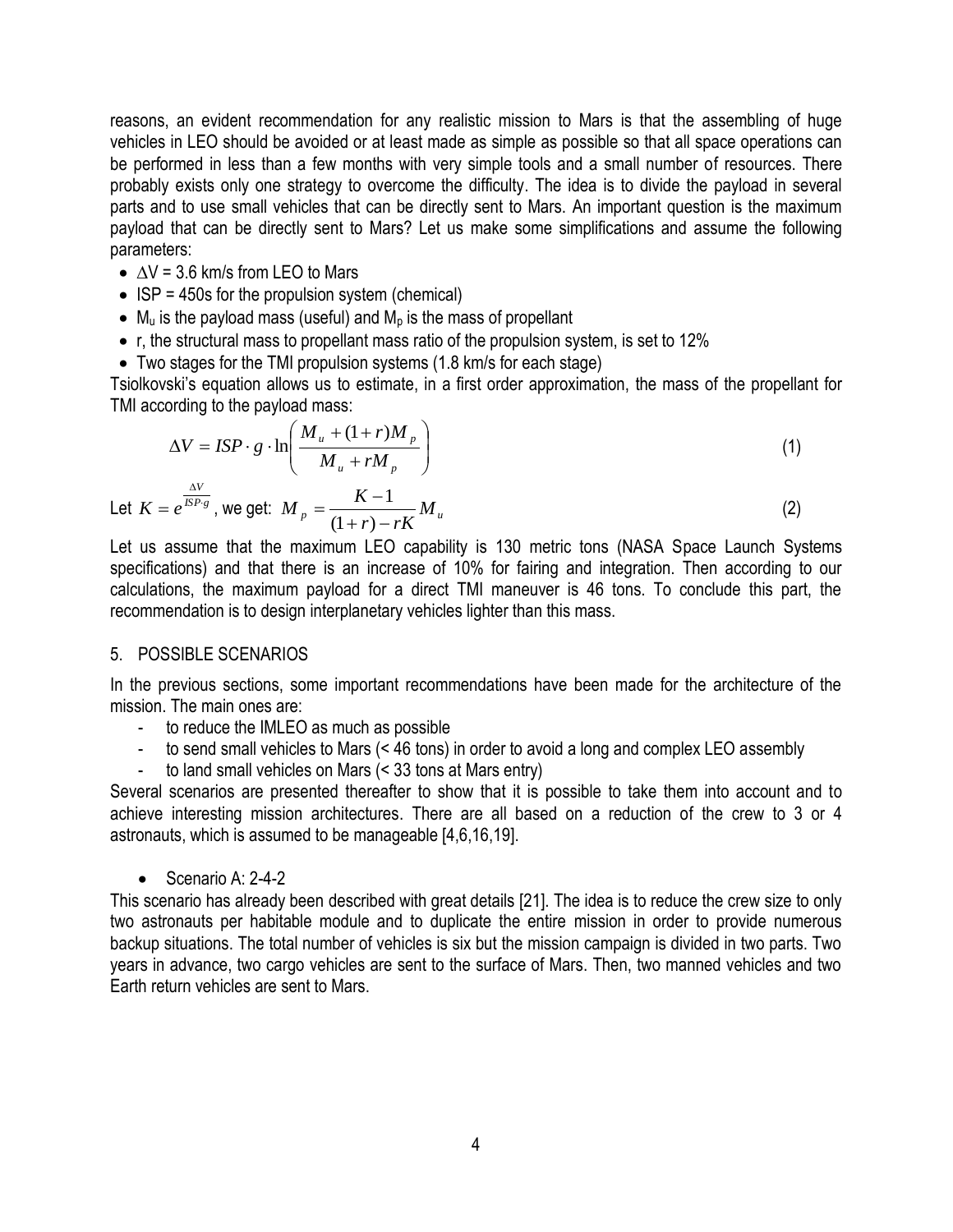reasons, an evident recommendation for any realistic mission to Mars is that the assembling of huge vehicles in LEO should be avoided or at least made as simple as possible so that all space operations can be performed in less than a few months with very simple tools and a small number of resources. There probably exists only one strategy to overcome the difficulty. The idea is to divide the payload in several parts and to use small vehicles that can be directly sent to Mars. An important question is the maximum payload that can be directly sent to Mars? Let us make some simplifications and assume the following parameters:

- $\Delta V$ = 3.6 km/s from LEO to Mars
- ISP = 450s for the propulsion system (chemical)
- $M_u$ is the payload mass (useful) and $M_p$ is the mass of propellant
- r, the structural mass to propellant mass ratio of the propulsion system, is set to 12%
- Two stages for the TMI propulsion systems (1.8 km/s for each stage)

Tsiolkovski's equation allows us to estimate, in a first order approximation, the mass of the propellant for TMI according to the payload mass:

$$\Delta V = ISP \cdot g \cdot \ln\left(\frac{M_u + (1+r)M_p}{M_u + rM_p}\right) \tag{1}$$

Let $K = e^{\frac{\Delta V}{ISP \cdot g}}$, we get: $M_p = \frac{K-1}{(1+r) - rK} M_u$ (2)

Let us assume that the maximum LEO capability is 130 metric tons (NASA Space Launch Systems specifications) and that there is an increase of 10% for fairing and integration. Then according to our calculations, the maximum payload for a direct TMI maneuver is 46 tons. To conclude this part, the recommendation is to design interplanetary vehicles lighter than this mass.

## 5. POSSIBLE SCENARIOS

In the previous sections, some important recommendations have been made for the architecture of the mission. The main ones are:

- to reduce the IMLEO as much as possible
- to send small vehicles to Mars (< 46 tons) in order to avoid a long and complex LEO assembly
- to land small vehicles on Mars (< 33 tons at Mars entry)

Several scenarios are presented thereafter to show that it is possible to take them into account and to achieve interesting mission architectures. There are all based on a reduction of the crew to 3 or 4 astronauts, which is assumed to be manageable [4,6,16,19].

- Scenario A: 2-4-2

This scenario has already been described with great details [21]. The idea is to reduce the crew size to only two astronauts per habitable module and to duplicate the entire mission in order to provide numerous backup situations. The total number of vehicles is six but the mission campaign is divided in two parts. Two years in advance, two cargo vehicles are sent to the surface of Mars. Then, two manned vehicles and two Earth return vehicles are sent to Mars.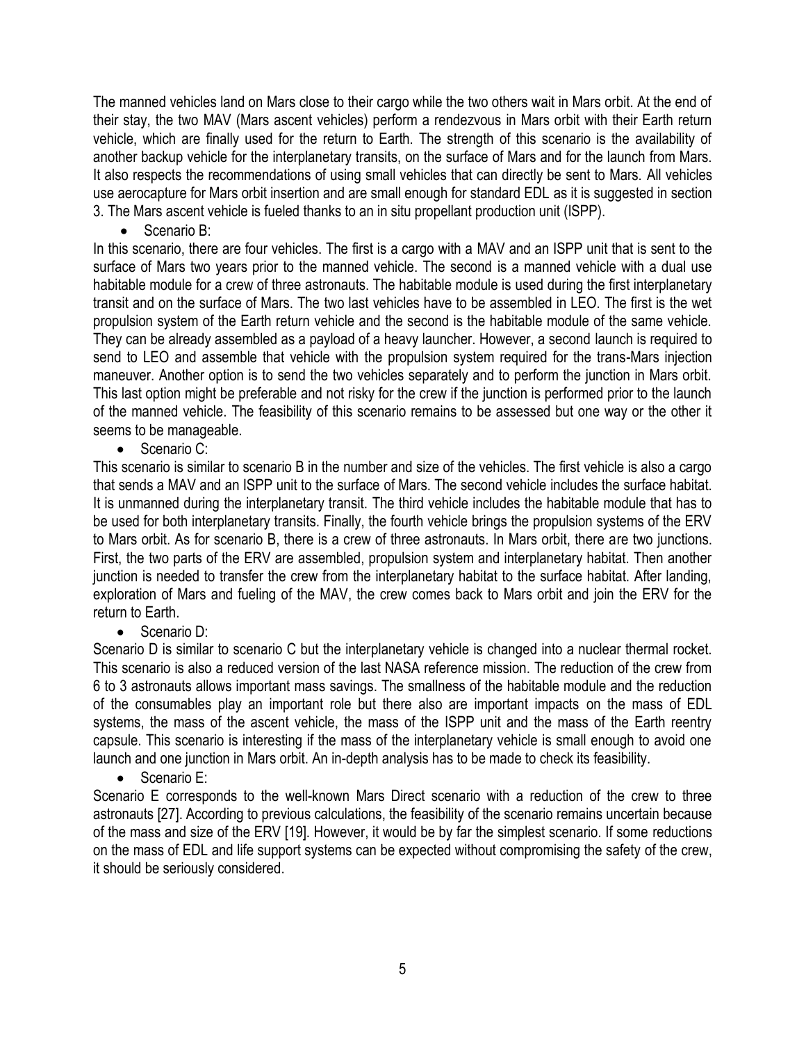The manned vehicles land on Mars close to their cargo while the two others wait in Mars orbit. At the end of their stay, the two MAV (Mars ascent vehicles) perform a rendezvous in Mars orbit with their Earth return vehicle, which are finally used for the return to Earth. The strength of this scenario is the availability of another backup vehicle for the interplanetary transits, on the surface of Mars and for the launch from Mars. It also respects the recommendations of using small vehicles that can directly be sent to Mars. All vehicles use aerocapture for Mars orbit insertion and are small enough for standard EDL as it is suggested in section 3. The Mars ascent vehicle is fueled thanks to an in situ propellant production unit (ISPP).

- Scenario B:

In this scenario, there are four vehicles. The first is a cargo with a MAV and an ISPP unit that is sent to the surface of Mars two years prior to the manned vehicle. The second is a manned vehicle with a dual use habitable module for a crew of three astronauts. The habitable module is used during the first interplanetary transit and on the surface of Mars. The two last vehicles have to be assembled in LEO. The first is the wet propulsion system of the Earth return vehicle and the second is the habitable module of the same vehicle. They can be already assembled as a payload of a heavy launcher. However, a second launch is required to send to LEO and assemble that vehicle with the propulsion system required for the trans-Mars injection maneuver. Another option is to send the two vehicles separately and to perform the junction in Mars orbit. This last option might be preferable and not risky for the crew if the junction is performed prior to the launch of the manned vehicle. The feasibility of this scenario remains to be assessed but one way or the other it seems to be manageable.

- Scenario C:

This scenario is similar to scenario B in the number and size of the vehicles. The first vehicle is also a cargo that sends a MAV and an ISPP unit to the surface of Mars. The second vehicle includes the surface habitat. It is unmanned during the interplanetary transit. The third vehicle includes the habitable module that has to be used for both interplanetary transits. Finally, the fourth vehicle brings the propulsion systems of the ERV to Mars orbit. As for scenario B, there is a crew of three astronauts. In Mars orbit, there are two junctions. First, the two parts of the ERV are assembled, propulsion system and interplanetary habitat. Then another junction is needed to transfer the crew from the interplanetary habitat to the surface habitat. After landing, exploration of Mars and fueling of the MAV, the crew comes back to Mars orbit and join the ERV for the return to Earth.

- Scenario D:

Scenario D is similar to scenario C but the interplanetary vehicle is changed into a nuclear thermal rocket. This scenario is also a reduced version of the last NASA reference mission. The reduction of the crew from 6 to 3 astronauts allows important mass savings. The smallness of the habitable module and the reduction of the consumables play an important role but there also are important impacts on the mass of EDL systems, the mass of the ascent vehicle, the mass of the ISPP unit and the mass of the Earth reentry capsule. This scenario is interesting if the mass of the interplanetary vehicle is small enough to avoid one launch and one junction in Mars orbit. An in-depth analysis has to be made to check its feasibility.

- Scenario E:

Scenario E corresponds to the well-known Mars Direct scenario with a reduction of the crew to three astronauts [27]. According to previous calculations, the feasibility of the scenario remains uncertain because of the mass and size of the ERV [19]. However, it would be by far the simplest scenario. If some reductions on the mass of EDL and life support systems can be expected without compromising the safety of the crew, it should be seriously considered.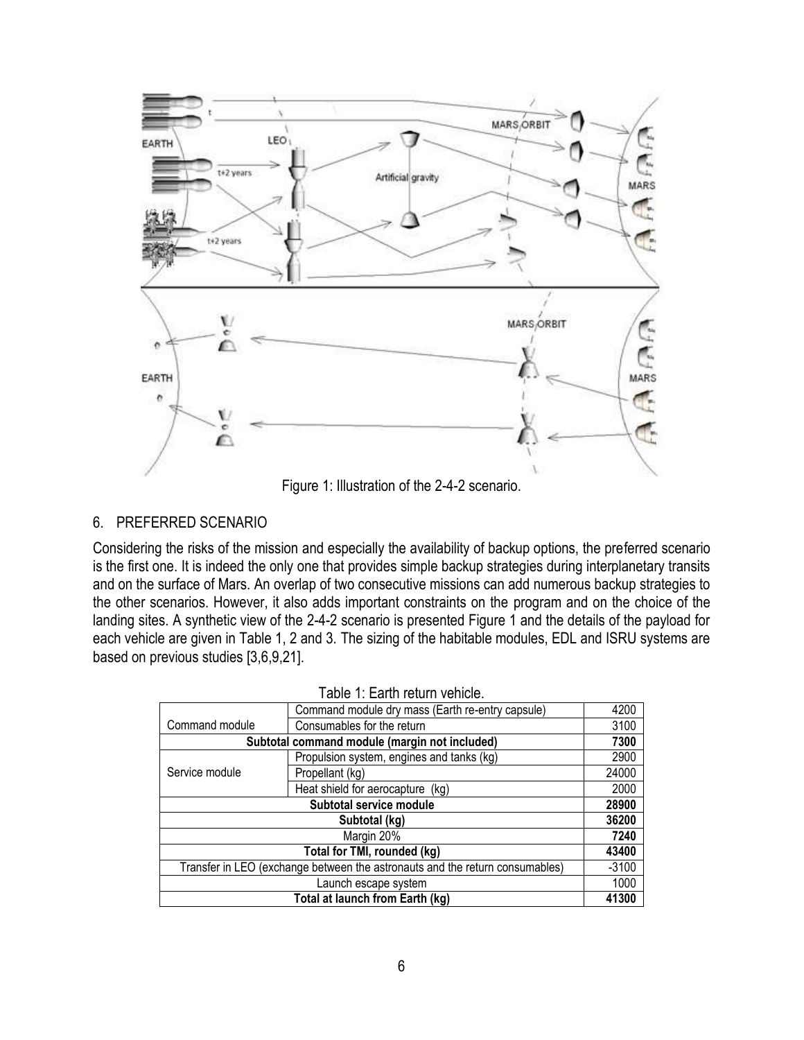Figure 1: Illustration of the 2-4-2 scenario.

## 6. PREFERRED SCENARIO

Considering the risks of the mission and especially the availability of backup options, the preferred scenario is the first one. It is indeed the only one that provides simple backup strategies during interplanetary transits and on the surface of Mars. An overlap of two consecutive missions can add numerous backup strategies to the other scenarios. However, it also adds important constraints on the program and on the choice of the landing sites. A synthetic view of the 2-4-2 scenario is presented Figure 1 and the details of the payload for each vehicle are given in Table 1, 2 and 3. The sizing of the habitable modules, EDL and ISRU systems are based on previous studies [3,6,9,21].

Table 1: Earth return vehicle.

| | | |
|---|---|---|
| Command module | Command module dry mass (Earth re-entry capsule) | 4200 |
| | Consumables for the return | 3100 |
| **Subtotal command module (margin not included)** | | **7300** |
| Service module | Propulsion system, engines and tanks (kg) | 2900 |
| | Propellant (kg) | 24000 |
| | Heat shield for aerocapture (kg) | 2000 |
| **Subtotal service module** | | **28900** |
| **Subtotal (kg)** | | **36200** |
| Margin 20% | | **7240** |
| **Total for TMI, rounded (kg)** | | **43400** |
| Transfer in LEO (exchange between the astronauts and the return consumables) | | -3100 |
| Launch escape system | | 1000 |
| **Total at launch from Earth (kg)** | | **41300** |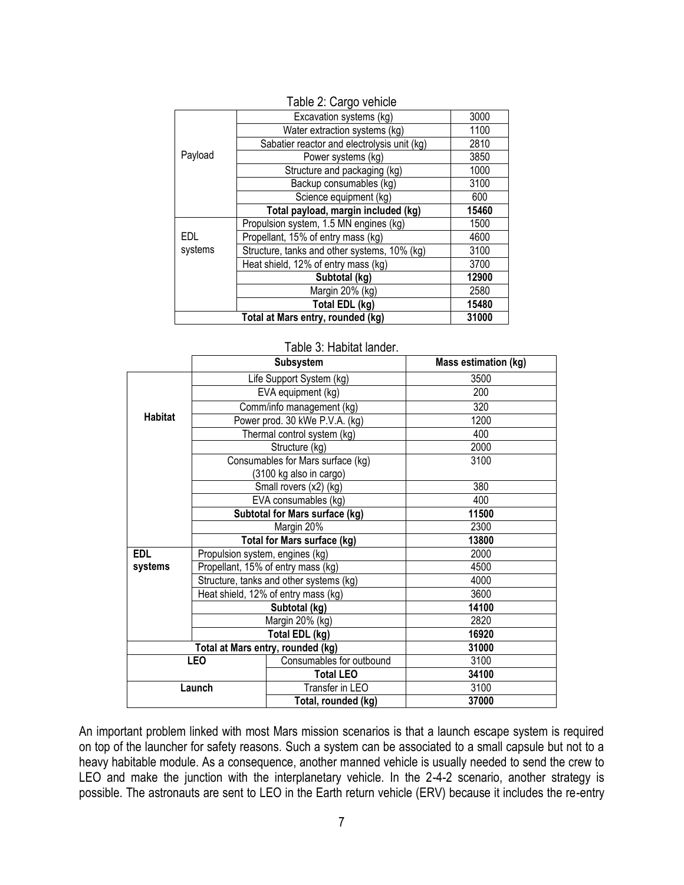Table 2: Cargo vehicle

| | | |
|---|---|---|
| Payload | Excavation systems (kg) | 3000 |
| | Water extraction systems (kg) | 1100 |
| | Sabatier reactor and electrolysis unit (kg) | 2810 |
| | Power systems (kg) | 3850 |
| | Structure and packaging (kg) | 1000 |
| | Backup consumables (kg) | 3100 |
| | Science equipment (kg) | 600 |
| | **Total payload, margin included (kg)** | **15460** |
| EDL systems | Propulsion system, 1.5 MN engines (kg) | 1500 |
| | Propellant, 15% of entry mass (kg) | 4600 |
| | Structure, tanks and other systems, 10% (kg) | 3100 |
| | Heat shield, 12% of entry mass (kg) | 3700 |
| | **Subtotal (kg)** | **12900** |
| | Margin 20% (kg) | 2580 |
| | **Total EDL (kg)** | **15480** |
| **Total at Mars entry, rounded (kg)** | | **31000** |

Table 3: Habitat lander.

| | Subsystem | | Mass estimation (kg) |
|---|---|---|---|
| **Habitat** | Life Support System (kg) | | 3500 |
| | EVA equipment (kg) | | 200 |
| | Comm/info management (kg) | | 320 |
| | Power prod. 30 kWe P.V.A. (kg) | | 1200 |
| | Thermal control system (kg) | | 400 |
| | Structure (kg) | | 2000 |
| | Consumables for Mars surface (kg) (3100 kg also in cargo) | | 3100 |
| | Small rovers (x2) (kg) | | 380 |
| | EVA consumables (kg) | | 400 |
| | **Subtotal for Mars surface (kg)** | | **11500** |
| | Margin 20% | | 2300 |
| | **Total for Mars surface (kg)** | | **13800** |
| **EDL systems** | Propulsion system, engines (kg) | | 2000 |
| | Propellant, 15% of entry mass (kg) | | 4500 |
| | Structure, tanks and other systems (kg) | | 4000 |
| | Heat shield, 12% of entry mass (kg) | | 3600 |
| | **Subtotal (kg)** | | **14100** |
| | Margin 20% (kg) | | 2820 |
| | **Total EDL (kg)** | | **16920** |
| **Total at Mars entry, rounded (kg)** | | | **31000** |
| **LEO** | | Consumables for outbound | 3100 |
| | | **Total LEO** | **34100** |
| **Launch** | | Transfer in LEO | 3100 |
| | | **Total, rounded (kg)** | **37000** |

An important problem linked with most Mars mission scenarios is that a launch escape system is required on top of the launcher for safety reasons. Such a system can be associated to a small capsule but not to a heavy habitable module. As a consequence, another manned vehicle is usually needed to send the crew to LEO and make the junction with the interplanetary vehicle. In the 2-4-2 scenario, another strategy is possible. The astronauts are sent to LEO in the Earth return vehicle (ERV) because it includes the re-entry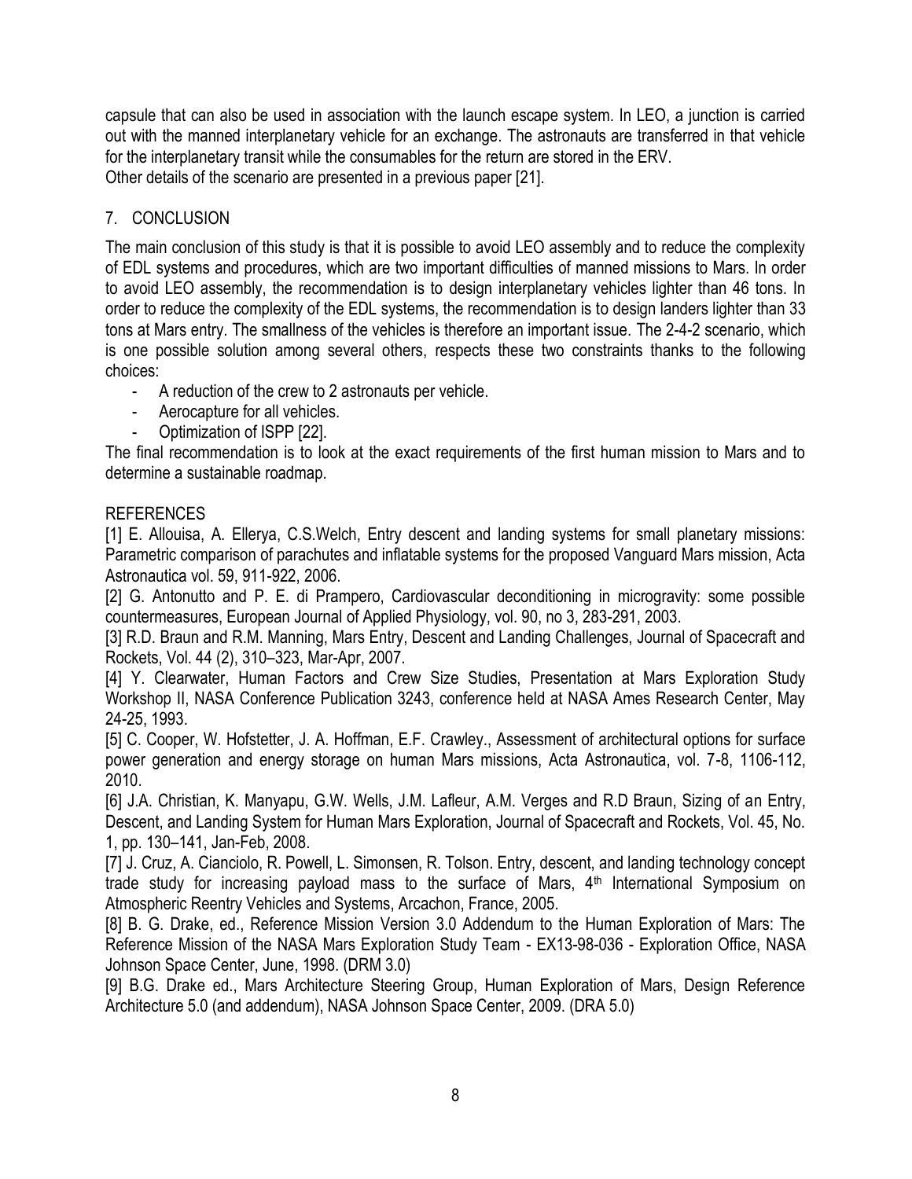capsule that can also be used in association with the launch escape system. In LEO, a junction is carried out with the manned interplanetary vehicle for an exchange. The astronauts are transferred in that vehicle for the interplanetary transit while the consumables for the return are stored in the ERV.
Other details of the scenario are presented in a previous paper [21].

## 7. CONCLUSION

The main conclusion of this study is that it is possible to avoid LEO assembly and to reduce the complexity of EDL systems and procedures, which are two important difficulties of manned missions to Mars. In order to avoid LEO assembly, the recommendation is to design interplanetary vehicles lighter than 46 tons. In order to reduce the complexity of the EDL systems, the recommendation is to design landers lighter than 33 tons at Mars entry. The smallness of the vehicles is therefore an important issue. The 2-4-2 scenario, which is one possible solution among several others, respects these two constraints thanks to the following choices:

- A reduction of the crew to 2 astronauts per vehicle.
- Aerocapture for all vehicles.
- Optimization of ISPP [22].

The final recommendation is to look at the exact requirements of the first human mission to Mars and to determine a sustainable roadmap.

## REFERENCES

[1] E. Allouisa, A. Ellerya, C.S.Welch, Entry descent and landing systems for small planetary missions: Parametric comparison of parachutes and inflatable systems for the proposed Vanguard Mars mission, Acta Astronautica vol. 59, 911-922, 2006.

[2] G. Antonutto and P. E. di Prampero, Cardiovascular deconditioning in microgravity: some possible countermeasures, European Journal of Applied Physiology, vol. 90, no 3, 283-291, 2003.

[3] R.D. Braun and R.M. Manning, Mars Entry, Descent and Landing Challenges, Journal of Spacecraft and Rockets, Vol. 44 (2), 310–323, Mar-Apr, 2007.

[4] Y. Clearwater, Human Factors and Crew Size Studies, Presentation at Mars Exploration Study Workshop II, NASA Conference Publication 3243, conference held at NASA Ames Research Center, May 24-25, 1993.

[5] C. Cooper, W. Hofstetter, J. A. Hoffman, E.F. Crawley., Assessment of architectural options for surface power generation and energy storage on human Mars missions, Acta Astronautica, vol. 7-8, 1106-112, 2010.

[6] J.A. Christian, K. Manyapu, G.W. Wells, J.M. Lafleur, A.M. Verges and R.D Braun, Sizing of an Entry, Descent, and Landing System for Human Mars Exploration, Journal of Spacecraft and Rockets, Vol. 45, No. 1, pp. 130–141, Jan-Feb, 2008.

[7] J. Cruz, A. Cianciolo, R. Powell, L. Simonsen, R. Tolson. Entry, descent, and landing technology concept trade study for increasing payload mass to the surface of Mars, 4th International Symposium on Atmospheric Reentry Vehicles and Systems, Arcachon, France, 2005.

[8] B. G. Drake, ed., Reference Mission Version 3.0 Addendum to the Human Exploration of Mars: The Reference Mission of the NASA Mars Exploration Study Team - EX13-98-036 - Exploration Office, NASA Johnson Space Center, June, 1998. (DRM 3.0)

[9] B.G. Drake ed., Mars Architecture Steering Group, Human Exploration of Mars, Design Reference Architecture 5.0 (and addendum), NASA Johnson Space Center, 2009. (DRA 5.0)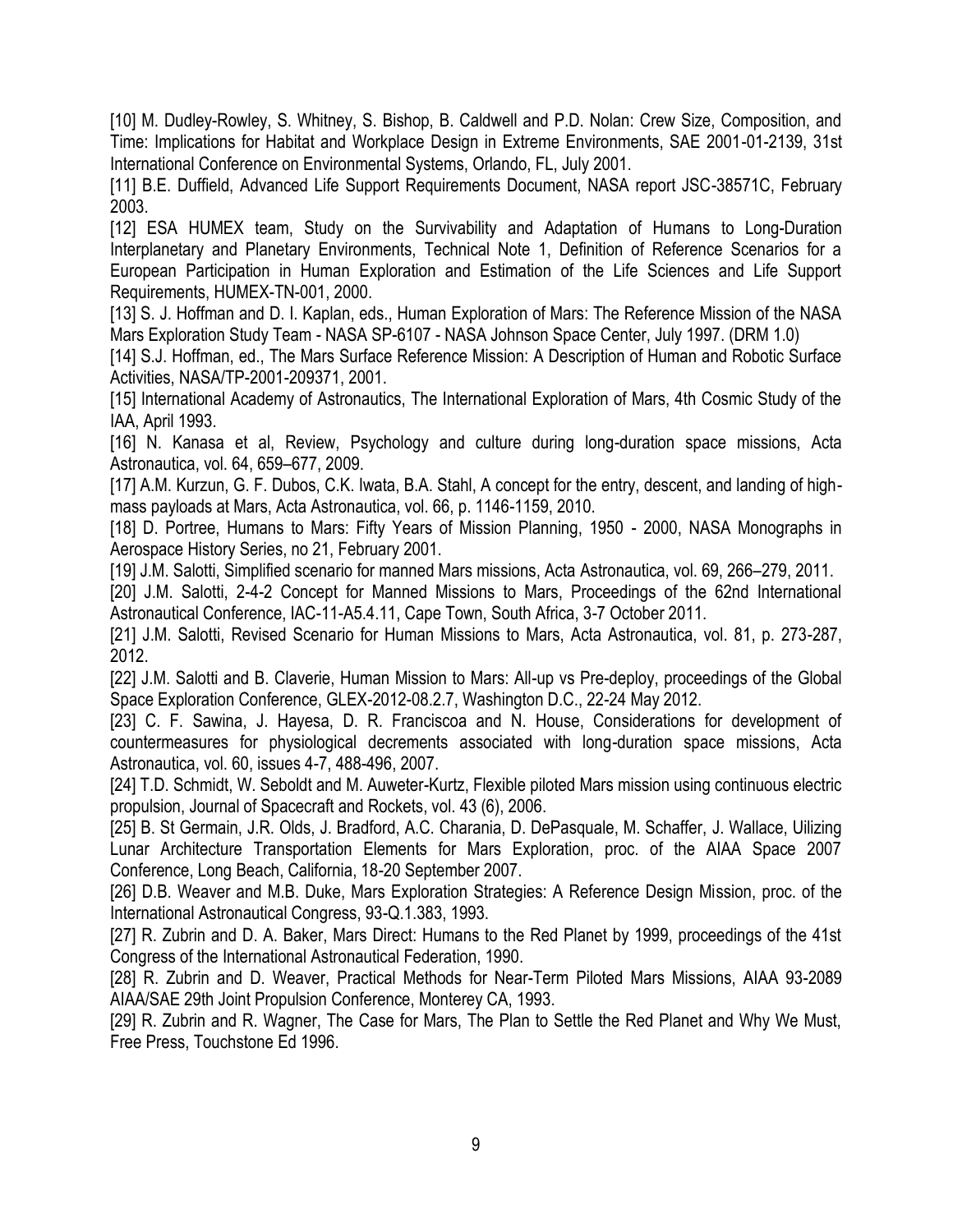[10] M. Dudley-Rowley, S. Whitney, S. Bishop, B. Caldwell and P.D. Nolan: Crew Size, Composition, and Time: Implications for Habitat and Workplace Design in Extreme Environments, SAE 2001-01-2139, 31st International Conference on Environmental Systems, Orlando, FL, July 2001.

[11] B.E. Duffield, Advanced Life Support Requirements Document, NASA report JSC-38571C, February 2003.

[12] ESA HUMEX team, Study on the Survivability and Adaptation of Humans to Long-Duration Interplanetary and Planetary Environments, Technical Note 1, Definition of Reference Scenarios for a European Participation in Human Exploration and Estimation of the Life Sciences and Life Support Requirements, HUMEX-TN-001, 2000.

[13] S. J. Hoffman and D. I. Kaplan, eds., Human Exploration of Mars: The Reference Mission of the NASA Mars Exploration Study Team - NASA SP-6107 - NASA Johnson Space Center, July 1997. (DRM 1.0)

[14] S.J. Hoffman, ed., The Mars Surface Reference Mission: A Description of Human and Robotic Surface Activities, NASA/TP-2001-209371, 2001.

[15] International Academy of Astronautics, The International Exploration of Mars, 4th Cosmic Study of the IAA, April 1993.

[16] N. Kanasa et al, Review, Psychology and culture during long-duration space missions, Acta Astronautica, vol. 64, 659–677, 2009.

[17] A.M. Kurzun, G. F. Dubos, C.K. Iwata, B.A. Stahl, A concept for the entry, descent, and landing of high-mass payloads at Mars, Acta Astronautica, vol. 66, p. 1146-1159, 2010.

[18] D. Portree, Humans to Mars: Fifty Years of Mission Planning, 1950 - 2000, NASA Monographs in Aerospace History Series, no 21, February 2001.

[19] J.M. Salotti, Simplified scenario for manned Mars missions, Acta Astronautica, vol. 69, 266–279, 2011.

[20] J.M. Salotti, 2-4-2 Concept for Manned Missions to Mars, Proceedings of the 62nd International Astronautical Conference, IAC-11-A5.4.11, Cape Town, South Africa, 3-7 October 2011.

[21] J.M. Salotti, Revised Scenario for Human Missions to Mars, Acta Astronautica, vol. 81, p. 273-287, 2012.

[22] J.M. Salotti and B. Claverie, Human Mission to Mars: All-up vs Pre-deploy, proceedings of the Global Space Exploration Conference, GLEX-2012-08.2.7, Washington D.C., 22-24 May 2012.

[23] C. F. Sawina, J. Hayesa, D. R. Franciscoa and N. House, Considerations for development of countermeasures for physiological decrements associated with long-duration space missions, Acta Astronautica, vol. 60, issues 4-7, 488-496, 2007.

[24] T.D. Schmidt, W. Seboldt and M. Auweter-Kurtz, Flexible piloted Mars mission using continuous electric propulsion, Journal of Spacecraft and Rockets, vol. 43 (6), 2006.

[25] B. St Germain, J.R. Olds, J. Bradford, A.C. Charania, D. DePasquale, M. Schaffer, J. Wallace, Uilizing Lunar Architecture Transportation Elements for Mars Exploration, proc. of the AIAA Space 2007 Conference, Long Beach, California, 18-20 September 2007.

[26] D.B. Weaver and M.B. Duke, Mars Exploration Strategies: A Reference Design Mission, proc. of the International Astronautical Congress, 93-Q.1.383, 1993.

[27] R. Zubrin and D. A. Baker, Mars Direct: Humans to the Red Planet by 1999, proceedings of the 41st Congress of the International Astronautical Federation, 1990.

[28] R. Zubrin and D. Weaver, Practical Methods for Near-Term Piloted Mars Missions, AIAA 93-2089 AIAA/SAE 29th Joint Propulsion Conference, Monterey CA, 1993.

[29] R. Zubrin and R. Wagner, The Case for Mars, The Plan to Settle the Red Planet and Why We Must, Free Press, Touchstone Ed 1996.